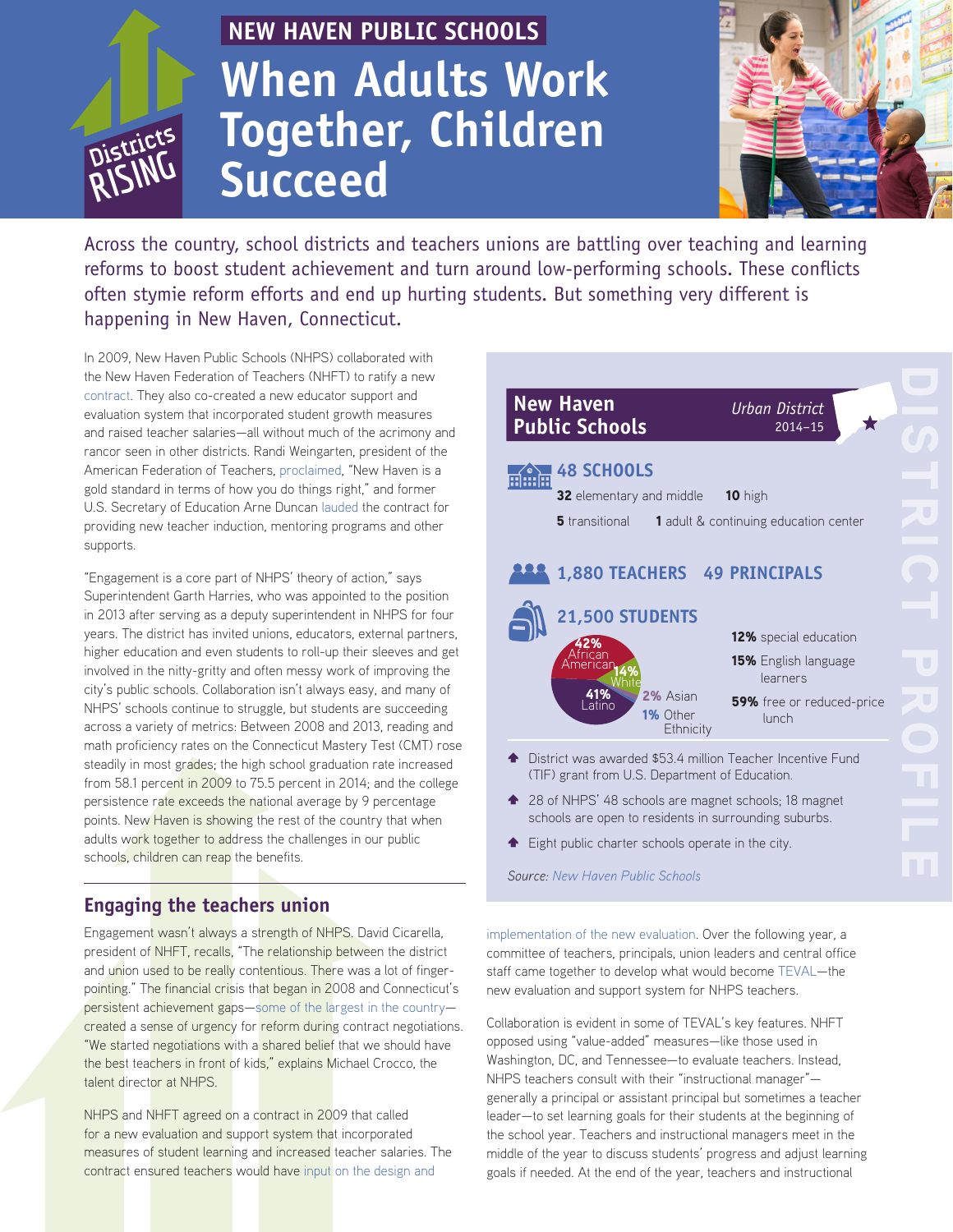NEW HAVEN PUBLIC SCHOOLS

# When Adults Work Together, Children Succeed

Districts RISING

Across the country, school districts and teachers unions are battling over teaching and learning reforms to boost student achievement and turn around low-performing schools. These conflicts often stymie reform efforts and end up hurting students. But something very different is happening in New Haven, Connecticut.

In 2009, New Haven Public Schools (NHPS) collaborated with the New Haven Federation of Teachers (NHFT) to ratify a new contract. They also co-created a new educator support and evaluation system that incorporated student growth measures and raised teacher salaries—all without much of the acrimony and rancor seen in other districts. Randi Weingarten, president of the American Federation of Teachers, proclaimed, "New Haven is a gold standard in terms of how you do things right," and former U.S. Secretary of Education Arne Duncan lauded the contract for providing new teacher induction, mentoring programs and other supports.

"Engagement is a core part of NHPS' theory of action," says Superintendent Garth Harries, who was appointed to the position in 2013 after serving as a deputy superintendent in NHPS for four years. The district has invited unions, educators, external partners, higher education and even students to roll-up their sleeves and get involved in the nitty-gritty and often messy work of improving the city's public schools. Collaboration isn't always easy, and many of NHPS' schools continue to struggle, but students are succeeding across a variety of metrics: Between 2008 and 2013, reading and math proficiency rates on the Connecticut Mastery Test (CMT) rose steadily in most grades; the high school graduation rate increased from 58.1 percent in 2009 to 75.5 percent in 2014; and the college persistence rate exceeds the national average by 9 percentage points. New Haven is showing the rest of the country that when adults work together to address the challenges in our public schools, children can reap the benefits.

## Engaging the teachers union

Engagement wasn't always a strength of NHPS. David Cicarella, president of NHFT, recalls, "The relationship between the district and union used to be really contentious. There was a lot of finger-pointing." The financial crisis that began in 2008 and Connecticut's persistent achievement gaps—some of the largest in the country—created a sense of urgency for reform during contract negotiations. "We started negotiations with a shared belief that we should have the best teachers in front of kids," explains Michael Crocco, the talent director at NHPS.

NHPS and NHFT agreed on a contract in 2009 that called for a new evaluation and support system that incorporated measures of student learning and increased teacher salaries. The contract ensured teachers would have input on the design and implementation of the new evaluation. Over the following year, a committee of teachers, principals, union leaders and central office staff came together to develop what would become TEVAL—the new evaluation and support system for NHPS teachers.

Collaboration is evident in some of TEVAL's key features. NHFT opposed using "value-added" measures—like those used in Washington, DC, and Tennessee—to evaluate teachers. Instead, NHPS teachers consult with their "instructional manager"—generally a principal or assistant principal but sometimes a teacher leader—to set learning goals for their students at the beginning of the school year. Teachers and instructional managers meet in the middle of the year to discuss students' progress and adjust learning goals if needed. At the end of the year, teachers and instructional

---

**DISTRICT PROFILE**

**New Haven Public Schools** — *Urban District* 2014–15

**48 SCHOOLS**

**32** elementary and middle **10** high

**5** transitional **1** adult & continuing education center

**1,880 TEACHERS** **49 PRINCIPALS**

**21,500 STUDENTS**

42% African American
14% White
41% Latino
2% Asian
1% Other Ethnicity

**12%** special education

**15%** English language learners

**59%** free or reduced-price lunch

- District was awarded $53.4 million Teacher Incentive Fund (TIF) grant from U.S. Department of Education.
- 28 of NHPS' 48 schools are magnet schools; 18 magnet schools are open to residents in surrounding suburbs.
- Eight public charter schools operate in the city.

*Source:* *New Haven Public Schools*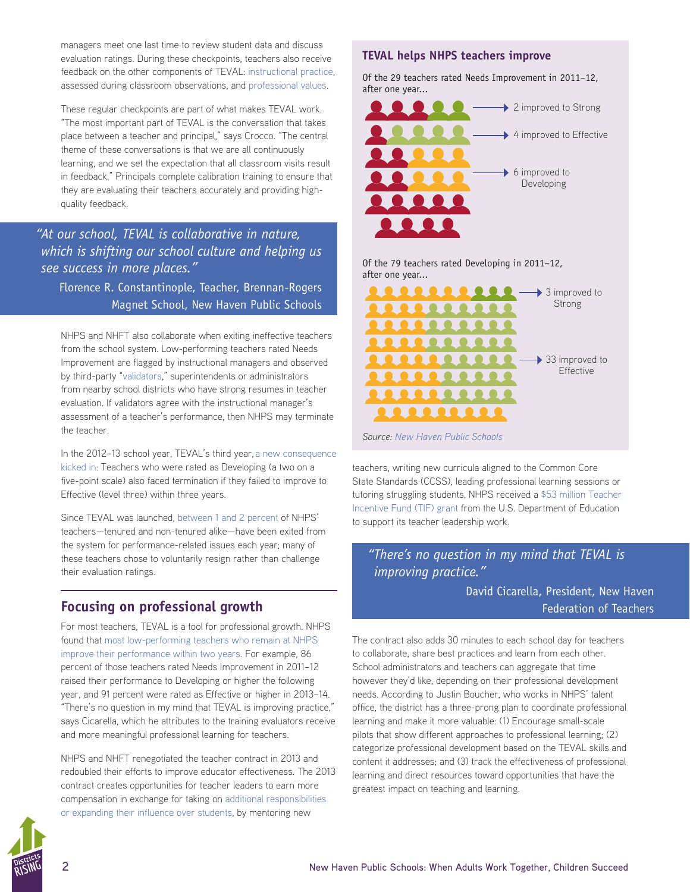managers meet one last time to review student data and discuss evaluation ratings. During these checkpoints, teachers also receive feedback on the other components of TEVAL: instructional practice, assessed during classroom observations, and professional values.

These regular checkpoints are part of what makes TEVAL work. "The most important part of TEVAL is the conversation that takes place between a teacher and principal," says Crocco. "The central theme of these conversations is that we are all continuously learning, and we set the expectation that all classroom visits result in feedback." Principals complete calibration training to ensure that they are evaluating their teachers accurately and providing high-quality feedback.

> *"At our school, TEVAL is collaborative in nature, which is shifting our school culture and helping us see success in more places."*
>
> Florence R. Constantinople, Teacher, Brennan-Rogers Magnet School, New Haven Public Schools

NHPS and NHFT also collaborate when exiting ineffective teachers from the school system. Low-performing teachers rated Needs Improvement are flagged by instructional managers and observed by third-party "validators," superintendents or administrators from nearby school districts who have strong resumes in teacher evaluation. If validators agree with the instructional manager's assessment of a teacher's performance, then NHPS may terminate the teacher.

In the 2012–13 school year, TEVAL's third year, a new consequence kicked in: Teachers who were rated as Developing (a two on a five-point scale) also faced termination if they failed to improve to Effective (level three) within three years.

Since TEVAL was launched, between 1 and 2 percent of NHPS' teachers—tenured and non-tenured alike—have been exited from the system for performance-related issues each year; many of these teachers chose to voluntarily resign rather than challenge their evaluation ratings.

## Focusing on professional growth

For most teachers, TEVAL is a tool for professional growth. NHPS found that most low-performing teachers who remain at NHPS improve their performance within two years. For example, 86 percent of those teachers rated Needs Improvement in 2011–12 raised their performance to Developing or higher the following year, and 91 percent were rated as Effective or higher in 2013–14. "There's no question in my mind that TEVAL is improving practice," says Cicarella, which he attributes to the training evaluators receive and more meaningful professional learning for teachers.

NHPS and NHFT renegotiated the teacher contract in 2013 and redoubled their efforts to improve educator effectiveness. The 2013 contract creates opportunities for teacher leaders to earn more compensation in exchange for taking on additional responsibilities or expanding their influence over students, by mentoring new teachers, writing new curricula aligned to the Common Core State Standards (CCSS), leading professional learning sessions or tutoring struggling students. NHPS received a $53 million Teacher Incentive Fund (TIF) grant from the U.S. Department of Education to support its teacher leadership work.

### TEVAL helps NHPS teachers improve

Of the 29 teachers rated Needs Improvement in 2011–12, after one year...

2 improved to Strong

4 improved to Effective

6 improved to Developing

Of the 79 teachers rated Developing in 2011–12, after one year...

3 improved to Strong

33 improved to Effective

Source: *New Haven Public Schools*

> *"There's no question in my mind that TEVAL is improving practice."*
>
> David Cicarella, President, New Haven Federation of Teachers

The contract also adds 30 minutes to each school day for teachers to collaborate, share best practices and learn from each other. School administrators and teachers can aggregate that time however they'd like, depending on their professional development needs. According to Justin Boucher, who works in NHPS' talent office, the district has a three-prong plan to coordinate professional learning and make it more valuable: (1) Encourage small-scale pilots that show different approaches to professional learning; (2) categorize professional development based on the TEVAL skills and content it addresses; and (3) track the effectiveness of professional learning and direct resources toward opportunities that have the greatest impact on teaching and learning.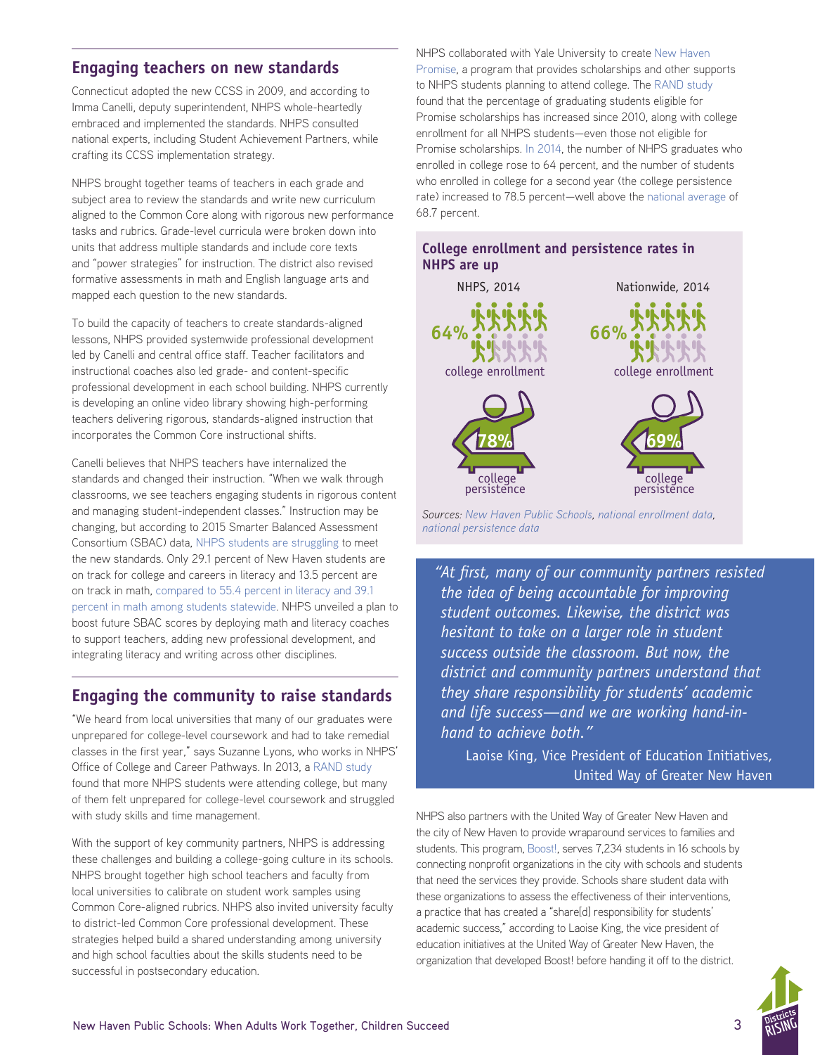## Engaging teachers on new standards

Connecticut adopted the new CCSS in 2009, and according to Imma Canelli, deputy superintendent, NHPS whole-heartedly embraced and implemented the standards. NHPS consulted national experts, including Student Achievement Partners, while crafting its CCSS implementation strategy.

NHPS brought together teams of teachers in each grade and subject area to review the standards and write new curriculum aligned to the Common Core along with rigorous new performance tasks and rubrics. Grade-level curricula were broken down into units that address multiple standards and include core texts and "power strategies" for instruction. The district also revised formative assessments in math and English language arts and mapped each question to the new standards.

To build the capacity of teachers to create standards-aligned lessons, NHPS provided systemwide professional development led by Canelli and central office staff. Teacher facilitators and instructional coaches also led grade- and content-specific professional development in each school building. NHPS currently is developing an online video library showing high-performing teachers delivering rigorous, standards-aligned instruction that incorporates the Common Core instructional shifts.

Canelli believes that NHPS teachers have internalized the standards and changed their instruction. "When we walk through classrooms, we see teachers engaging students in rigorous content and managing student-independent classes." Instruction may be changing, but according to 2015 Smarter Balanced Assessment Consortium (SBAC) data, NHPS students are struggling to meet the new standards. Only 29.1 percent of New Haven students are on track for college and careers in literacy and 13.5 percent are on track in math, compared to 55.4 percent in literacy and 39.1 percent in math among students statewide. NHPS unveiled a plan to boost future SBAC scores by deploying math and literacy coaches to support teachers, adding new professional development, and integrating literacy and writing across other disciplines.

## Engaging the community to raise standards

"We heard from local universities that many of our graduates were unprepared for college-level coursework and had to take remedial classes in the first year," says Suzanne Lyons, who works in NHPS' Office of College and Career Pathways. In 2013, a RAND study found that more NHPS students were attending college, but many of them felt unprepared for college-level coursework and struggled with study skills and time management.

With the support of key community partners, NHPS is addressing these challenges and building a college-going culture in its schools. NHPS brought together high school teachers and faculty from local universities to calibrate on student work samples using Common Core-aligned rubrics. NHPS also invited university faculty to district-led Common Core professional development. These strategies helped build a shared understanding among university and high school faculties about the skills students need to be successful in postsecondary education.

NHPS collaborated with Yale University to create New Haven Promise, a program that provides scholarships and other supports to NHPS students planning to attend college. The RAND study found that the percentage of graduating students eligible for Promise scholarships has increased since 2010, along with college enrollment for all NHPS students—even those not eligible for Promise scholarships. In 2014, the number of NHPS graduates who enrolled in college rose to 64 percent, and the number of students who enrolled in college for a second year (the college persistence rate) increased to 78.5 percent—well above the national average of 68.7 percent.

**College enrollment and persistence rates in NHPS are up**

NHPS, 2014

64%

college enrollment

78%

college persistence

Nationwide, 2014

66%

college enrollment

69%

college persistence

*Sources: New Haven Public Schools, national enrollment data, national persistence data*

> *"At first, many of our community partners resisted the idea of being accountable for improving student outcomes. Likewise, the district was hesitant to take on a larger role in student success outside the classroom. But now, the district and community partners understand that they share responsibility for students' academic and life success—and we are working hand-in-hand to achieve both."*
>
> Laoise King, Vice President of Education Initiatives, United Way of Greater New Haven

NHPS also partners with the United Way of Greater New Haven and the city of New Haven to provide wraparound services to families and students. This program, Boost!, serves 7,234 students in 16 schools by connecting nonprofit organizations in the city with schools and students that need the services they provide. Schools share student data with these organizations to assess the effectiveness of their interventions, a practice that has created a "share[d] responsibility for students' academic success," according to Laoise King, the vice president of education initiatives at the United Way of Greater New Haven, the organization that developed Boost! before handing it off to the district.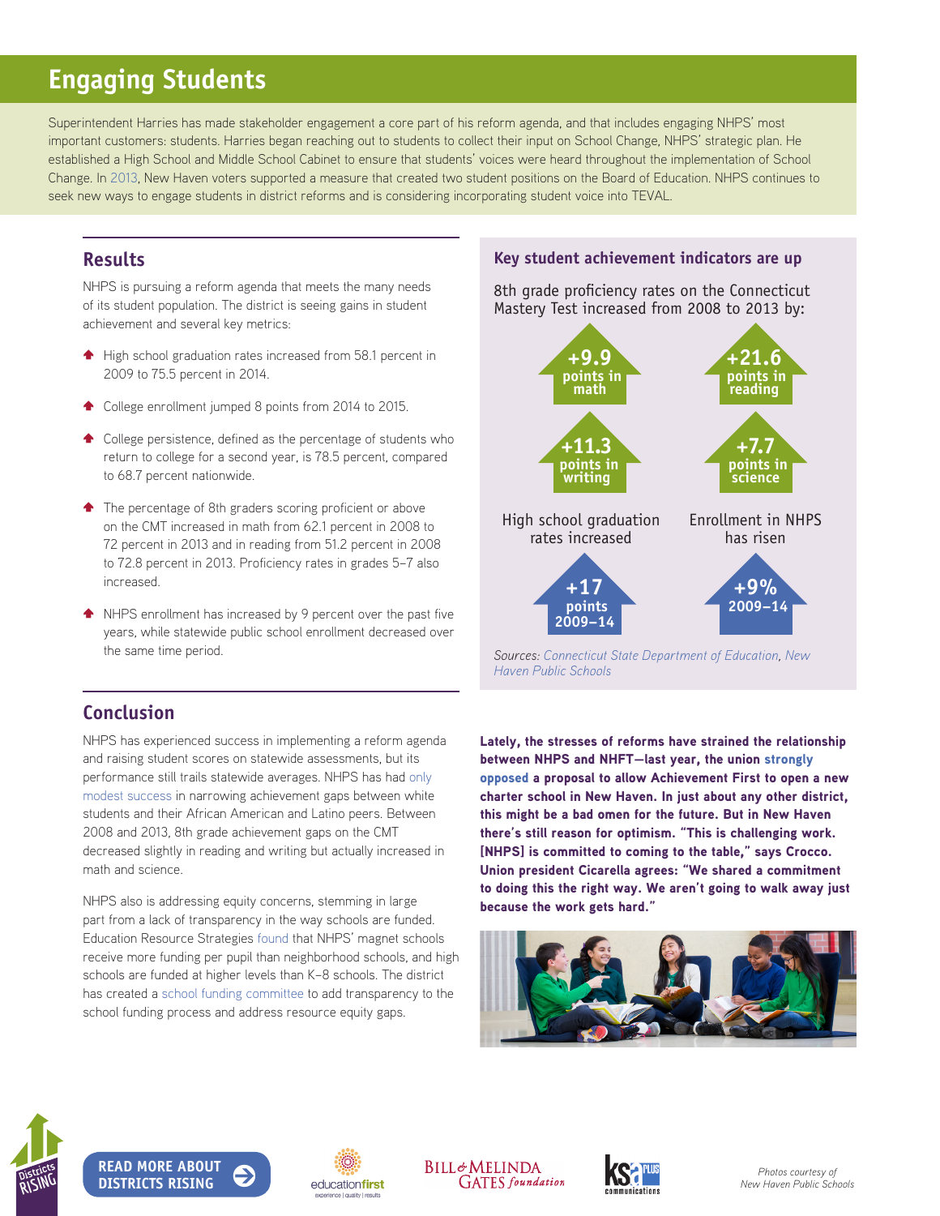## Engaging Students

Superintendent Harries has made stakeholder engagement a core part of his reform agenda, and that includes engaging NHPS' most important customers: students. Harries began reaching out to students to collect their input on School Change, NHPS' strategic plan. He established a High School and Middle School Cabinet to ensure that students' voices were heard throughout the implementation of School Change. In 2013, New Haven voters supported a measure that created two student positions on the Board of Education. NHPS continues to seek new ways to engage students in district reforms and is considering incorporating student voice into TEVAL.

### Results

NHPS is pursuing a reform agenda that meets the many needs of its student population. The district is seeing gains in student achievement and several key metrics:

- High school graduation rates increased from 58.1 percent in 2009 to 75.5 percent in 2014.
- College enrollment jumped 8 points from 2014 to 2015.
- College persistence, defined as the percentage of students who return to college for a second year, is 78.5 percent, compared to 68.7 percent nationwide.
- The percentage of 8th graders scoring proficient or above on the CMT increased in math from 62.1 percent in 2008 to 72 percent in 2013 and in reading from 51.2 percent in 2008 to 72.8 percent in 2013. Proficiency rates in grades 5–7 also increased.
- NHPS enrollment has increased by 9 percent over the past five years, while statewide public school enrollment decreased over the same time period.

### Key student achievement indicators are up

8th grade proficiency rates on the Connecticut Mastery Test increased from 2008 to 2013 by:

+9.9 points in math

+21.6 points in reading

+11.3 points in writing

+7.7 points in science

High school graduation rates increased

+17 points 2009–14

Enrollment in NHPS has risen

+9% 2009–14

*Sources: Connecticut State Department of Education, New Haven Public Schools*

### Conclusion

NHPS has experienced success in implementing a reform agenda and raising student scores on statewide assessments, but its performance still trails statewide averages. NHPS has had only modest success in narrowing achievement gaps between white students and their African American and Latino peers. Between 2008 and 2013, 8th grade achievement gaps on the CMT decreased slightly in reading and writing but actually increased in math and science.

NHPS also is addressing equity concerns, stemming in large part from a lack of transparency in the way schools are funded. Education Resource Strategies found that NHPS' magnet schools receive more funding per pupil than neighborhood schools, and high schools are funded at higher levels than K–8 schools. The district has created a school funding committee to add transparency to the school funding process and address resource equity gaps.

**Lately, the stresses of reforms have strained the relationship between NHPS and NHFT—last year, the union strongly opposed a proposal to allow Achievement First to open a new charter school in New Haven. In just about any other district, this might be a bad omen for the future. But in New Haven there's still reason for optimism. "This is challenging work. [NHPS] is committed to coming to the table," says Crocco. Union president Cicarella agrees: "We shared a commitment to doing this the right way. We aren't going to walk away just because the work gets hard."**

READ MORE ABOUT DISTRICTS RISING

*Photos courtesy of New Haven Public Schools*